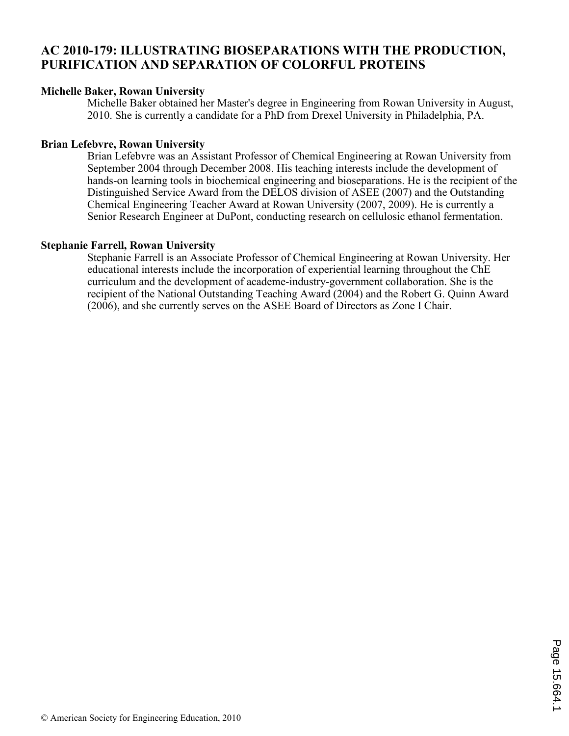# AC 2010-179: ILLUSTRATING BIOSEPARATIONS WITH THE PRODUCTION, PURIFICATION AND SEPARATION OF COLORFUL PROTEINS

**Michelle Baker, Rowan University**

Michelle Baker obtained her Master's degree in Engineering from Rowan University in August, 2010. She is currently a candidate for a PhD from Drexel University in Philadelphia, PA.

**Brian Lefebvre, Rowan University**

Brian Lefebvre was an Assistant Professor of Chemical Engineering at Rowan University from September 2004 through December 2008. His teaching interests include the development of hands-on learning tools in biochemical engineering and bioseparations. He is the recipient of the Distinguished Service Award from the DELOS division of ASEE (2007) and the Outstanding Chemical Engineering Teacher Award at Rowan University (2007, 2009). He is currently a Senior Research Engineer at DuPont, conducting research on cellulosic ethanol fermentation.

**Stephanie Farrell, Rowan University**

Stephanie Farrell is an Associate Professor of Chemical Engineering at Rowan University. Her educational interests include the incorporation of experiential learning throughout the ChE curriculum and the development of academe-industry-government collaboration. She is the recipient of the National Outstanding Teaching Award (2004) and the Robert G. Quinn Award (2006), and she currently serves on the ASEE Board of Directors as Zone I Chair.

© American Society for Engineering Education, 2010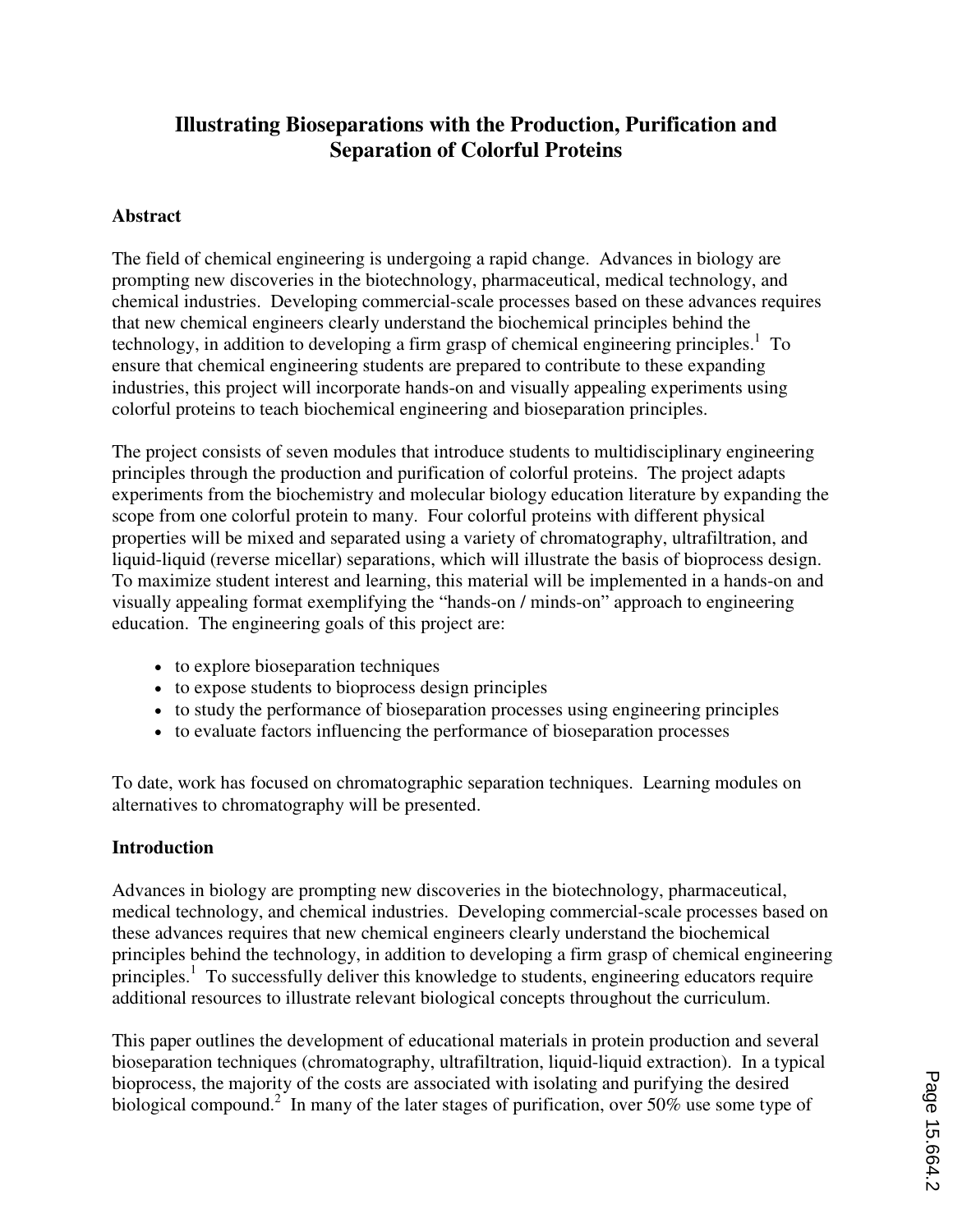# Illustrating Bioseparations with the Production, Purification and Separation of Colorful Proteins

## Abstract

The field of chemical engineering is undergoing a rapid change. Advances in biology are prompting new discoveries in the biotechnology, pharmaceutical, medical technology, and chemical industries. Developing commercial-scale processes based on these advances requires that new chemical engineers clearly understand the biochemical principles behind the technology, in addition to developing a firm grasp of chemical engineering principles.[1] To ensure that chemical engineering students are prepared to contribute to these expanding industries, this project will incorporate hands-on and visually appealing experiments using colorful proteins to teach biochemical engineering and bioseparation principles.

The project consists of seven modules that introduce students to multidisciplinary engineering principles through the production and purification of colorful proteins. The project adapts experiments from the biochemistry and molecular biology education literature by expanding the scope from one colorful protein to many. Four colorful proteins with different physical properties will be mixed and separated using a variety of chromatography, ultrafiltration, and liquid-liquid (reverse micellar) separations, which will illustrate the basis of bioprocess design. To maximize student interest and learning, this material will be implemented in a hands-on and visually appealing format exemplifying the "hands-on / minds-on" approach to engineering education. The engineering goals of this project are:

- to explore bioseparation techniques
- to expose students to bioprocess design principles
- to study the performance of bioseparation processes using engineering principles
- to evaluate factors influencing the performance of bioseparation processes

To date, work has focused on chromatographic separation techniques. Learning modules on alternatives to chromatography will be presented.

## Introduction

Advances in biology are prompting new discoveries in the biotechnology, pharmaceutical, medical technology, and chemical industries. Developing commercial-scale processes based on these advances requires that new chemical engineers clearly understand the biochemical principles behind the technology, in addition to developing a firm grasp of chemical engineering principles.[1] To successfully deliver this knowledge to students, engineering educators require additional resources to illustrate relevant biological concepts throughout the curriculum.

This paper outlines the development of educational materials in protein production and several bioseparation techniques (chromatography, ultrafiltration, liquid-liquid extraction). In a typical bioprocess, the majority of the costs are associated with isolating and purifying the desired biological compound.[2] In many of the later stages of purification, over 50% use some type of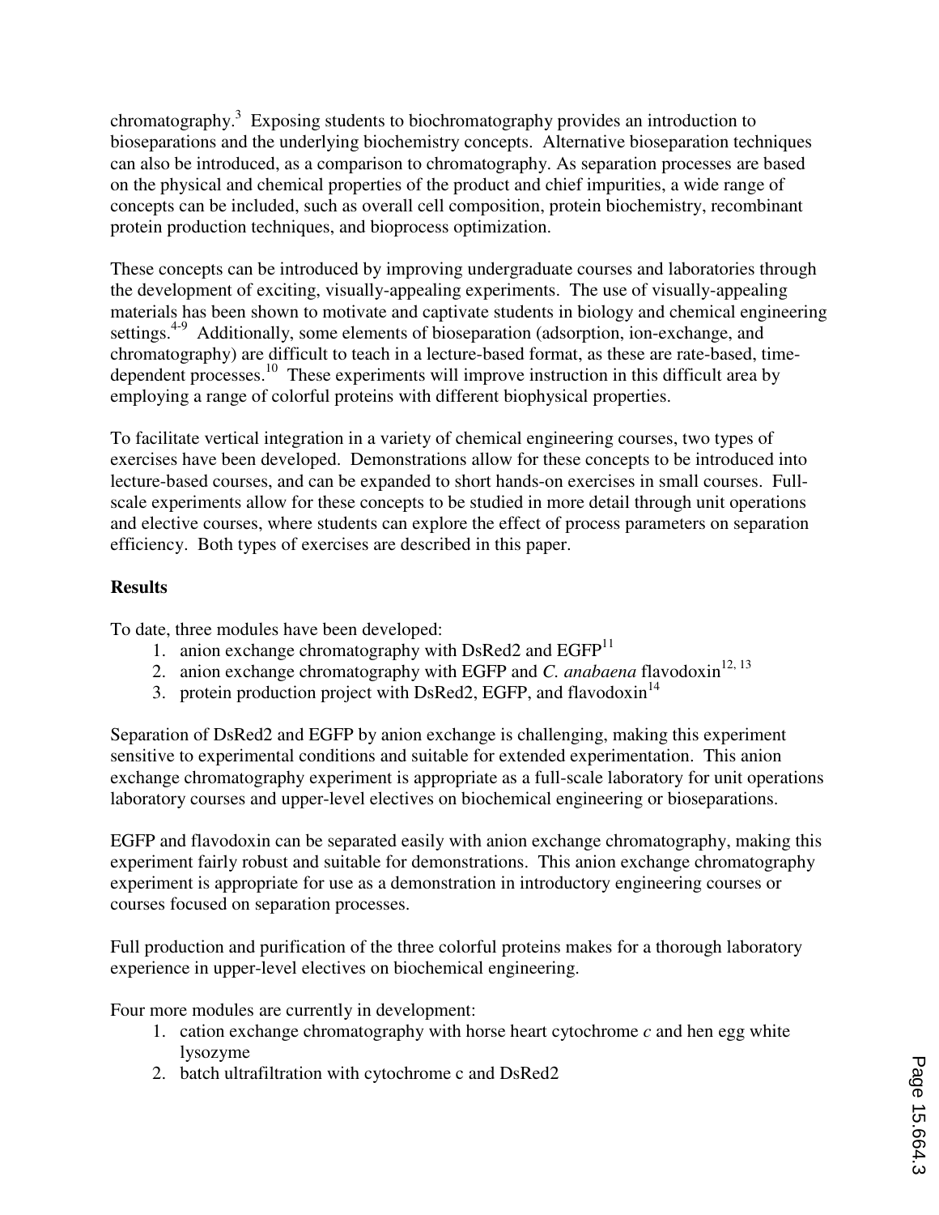chromatography.[3] Exposing students to biochromatography provides an introduction to bioseparations and the underlying biochemistry concepts. Alternative bioseparation techniques can also be introduced, as a comparison to chromatography. As separation processes are based on the physical and chemical properties of the product and chief impurities, a wide range of concepts can be included, such as overall cell composition, protein biochemistry, recombinant protein production techniques, and bioprocess optimization.

These concepts can be introduced by improving undergraduate courses and laboratories through the development of exciting, visually-appealing experiments. The use of visually-appealing materials has been shown to motivate and captivate students in biology and chemical engineering settings.[4-9] Additionally, some elements of bioseparation (adsorption, ion-exchange, and chromatography) are difficult to teach in a lecture-based format, as these are rate-based, time-dependent processes.[10] These experiments will improve instruction in this difficult area by employing a range of colorful proteins with different biophysical properties.

To facilitate vertical integration in a variety of chemical engineering courses, two types of exercises have been developed. Demonstrations allow for these concepts to be introduced into lecture-based courses, and can be expanded to short hands-on exercises in small courses. Full-scale experiments allow for these concepts to be studied in more detail through unit operations and elective courses, where students can explore the effect of process parameters on separation efficiency. Both types of exercises are described in this paper.

**Results**

To date, three modules have been developed:

1. anion exchange chromatography with DsRed2 and EGFP[11]
2. anion exchange chromatography with EGFP and *C. anabaena* flavodoxin[12, 13]
3. protein production project with DsRed2, EGFP, and flavodoxin[14]

Separation of DsRed2 and EGFP by anion exchange is challenging, making this experiment sensitive to experimental conditions and suitable for extended experimentation. This anion exchange chromatography experiment is appropriate as a full-scale laboratory for unit operations laboratory courses and upper-level electives on biochemical engineering or bioseparations.

EGFP and flavodoxin can be separated easily with anion exchange chromatography, making this experiment fairly robust and suitable for demonstrations. This anion exchange chromatography experiment is appropriate for use as a demonstration in introductory engineering courses or courses focused on separation processes.

Full production and purification of the three colorful proteins makes for a thorough laboratory experience in upper-level electives on biochemical engineering.

Four more modules are currently in development:

1. cation exchange chromatography with horse heart cytochrome *c* and hen egg white lysozyme
2. batch ultrafiltration with cytochrome c and DsRed2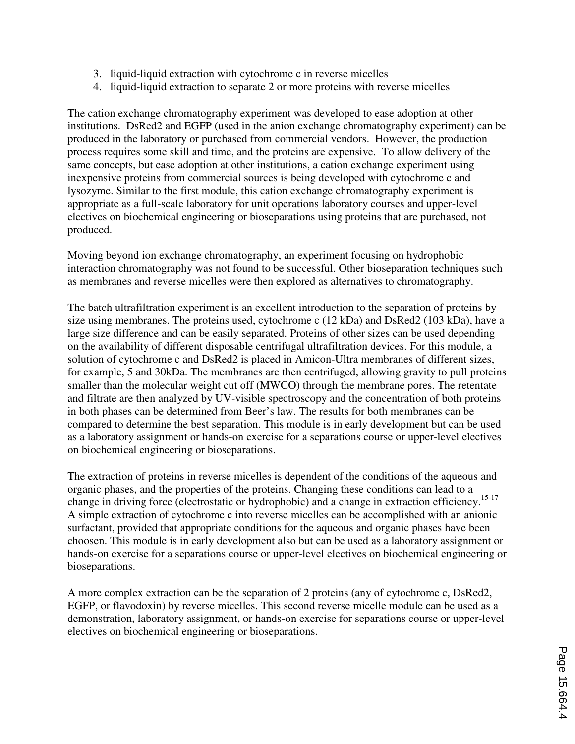3. liquid-liquid extraction with cytochrome c in reverse micelles
4. liquid-liquid extraction to separate 2 or more proteins with reverse micelles

The cation exchange chromatography experiment was developed to ease adoption at other institutions. DsRed2 and EGFP (used in the anion exchange chromatography experiment) can be produced in the laboratory or purchased from commercial vendors. However, the production process requires some skill and time, and the proteins are expensive. To allow delivery of the same concepts, but ease adoption at other institutions, a cation exchange experiment using inexpensive proteins from commercial sources is being developed with cytochrome c and lysozyme. Similar to the first module, this cation exchange chromatography experiment is appropriate as a full-scale laboratory for unit operations laboratory courses and upper-level electives on biochemical engineering or bioseparations using proteins that are purchased, not produced.

Moving beyond ion exchange chromatography, an experiment focusing on hydrophobic interaction chromatography was not found to be successful. Other bioseparation techniques such as membranes and reverse micelles were then explored as alternatives to chromatography.

The batch ultrafiltration experiment is an excellent introduction to the separation of proteins by size using membranes. The proteins used, cytochrome c (12 kDa) and DsRed2 (103 kDa), have a large size difference and can be easily separated. Proteins of other sizes can be used depending on the availability of different disposable centrifugal ultrafiltration devices. For this module, a solution of cytochrome c and DsRed2 is placed in Amicon-Ultra membranes of different sizes, for example, 5 and 30kDa. The membranes are then centrifuged, allowing gravity to pull proteins smaller than the molecular weight cut off (MWCO) through the membrane pores. The retentate and filtrate are then analyzed by UV-visible spectroscopy and the concentration of both proteins in both phases can be determined from Beer's law. The results for both membranes can be compared to determine the best separation. This module is in early development but can be used as a laboratory assignment or hands-on exercise for a separations course or upper-level electives on biochemical engineering or bioseparations.

The extraction of proteins in reverse micelles is dependent of the conditions of the aqueous and organic phases, and the properties of the proteins. Changing these conditions can lead to a change in driving force (electrostatic or hydrophobic) and a change in extraction efficiency.[15-17] A simple extraction of cytochrome c into reverse micelles can be accomplished with an anionic surfactant, provided that appropriate conditions for the aqueous and organic phases have been choosen. This module is in early development also but can be used as a laboratory assignment or hands-on exercise for a separations course or upper-level electives on biochemical engineering or bioseparations.

A more complex extraction can be the separation of 2 proteins (any of cytochrome c, DsRed2, EGFP, or flavodoxin) by reverse micelles. This second reverse micelle module can be used as a demonstration, laboratory assignment, or hands-on exercise for separations course or upper-level electives on biochemical engineering or bioseparations.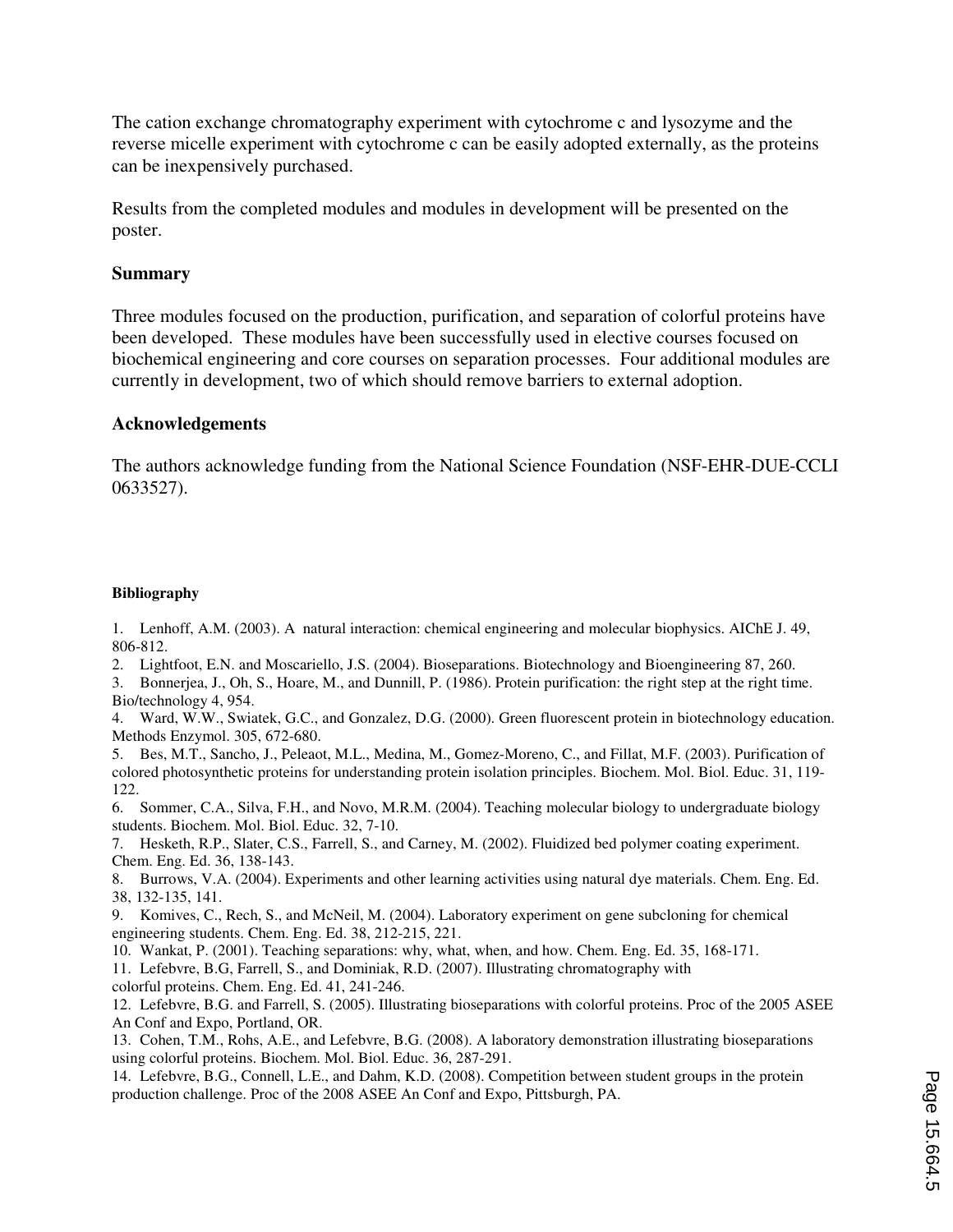The cation exchange chromatography experiment with cytochrome c and lysozyme and the reverse micelle experiment with cytochrome c can be easily adopted externally, as the proteins can be inexpensively purchased.

Results from the completed modules and modules in development will be presented on the poster.

## Summary

Three modules focused on the production, purification, and separation of colorful proteins have been developed. These modules have been successfully used in elective courses focused on biochemical engineering and core courses on separation processes. Four additional modules are currently in development, two of which should remove barriers to external adoption.

## Acknowledgements

The authors acknowledge funding from the National Science Foundation (NSF-EHR-DUE-CCLI 0633527).

### Bibliography

1. Lenhoff, A.M. (2003). A natural interaction: chemical engineering and molecular biophysics. AIChE J. 49, 806-812.
2. Lightfoot, E.N. and Moscariello, J.S. (2004). Bioseparations. Biotechnology and Bioengineering 87, 260.
3. Bonnerjea, J., Oh, S., Hoare, M., and Dunnill, P. (1986). Protein purification: the right step at the right time. Bio/technology 4, 954.
4. Ward, W.W., Swiatek, G.C., and Gonzalez, D.G. (2000). Green fluorescent protein in biotechnology education. Methods Enzymol. 305, 672-680.
5. Bes, M.T., Sancho, J., Peleaot, M.L., Medina, M., Gomez-Moreno, C., and Fillat, M.F. (2003). Purification of colored photosynthetic proteins for understanding protein isolation principles. Biochem. Mol. Biol. Educ. 31, 119-122.
6. Sommer, C.A., Silva, F.H., and Novo, M.R.M. (2004). Teaching molecular biology to undergraduate biology students. Biochem. Mol. Biol. Educ. 32, 7-10.
7. Hesketh, R.P., Slater, C.S., Farrell, S., and Carney, M. (2002). Fluidized bed polymer coating experiment. Chem. Eng. Ed. 36, 138-143.
8. Burrows, V.A. (2004). Experiments and other learning activities using natural dye materials. Chem. Eng. Ed. 38, 132-135, 141.
9. Komives, C., Rech, S., and McNeil, M. (2004). Laboratory experiment on gene subcloning for chemical engineering students. Chem. Eng. Ed. 38, 212-215, 221.
10. Wankat, P. (2001). Teaching separations: why, what, when, and how. Chem. Eng. Ed. 35, 168-171.
11. Lefebvre, B.G, Farrell, S., and Dominiak, R.D. (2007). Illustrating chromatography with colorful proteins. Chem. Eng. Ed. 41, 241-246.
12. Lefebvre, B.G. and Farrell, S. (2005). Illustrating bioseparations with colorful proteins. Proc of the 2005 ASEE An Conf and Expo, Portland, OR.
13. Cohen, T.M., Rohs, A.E., and Lefebvre, B.G. (2008). A laboratory demonstration illustrating bioseparations using colorful proteins. Biochem. Mol. Biol. Educ. 36, 287-291.
14. Lefebvre, B.G., Connell, L.E., and Dahm, K.D. (2008). Competition between student groups in the protein production challenge. Proc of the 2008 ASEE An Conf and Expo, Pittsburgh, PA.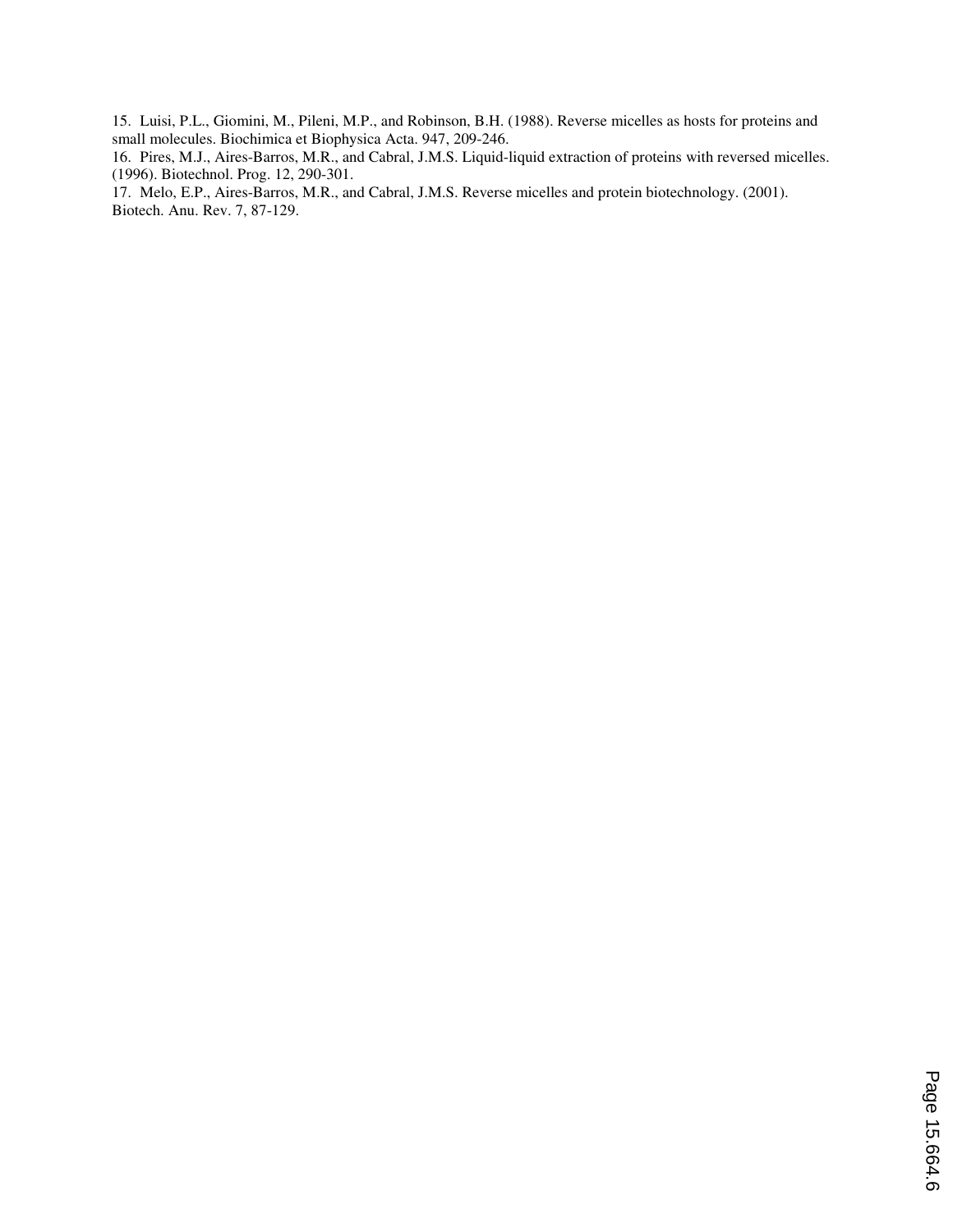15. Luisi, P.L., Giomini, M., Pileni, M.P., and Robinson, B.H. (1988). Reverse micelles as hosts for proteins and small molecules. Biochimica et Biophysica Acta. 947, 209-246.
16. Pires, M.J., Aires-Barros, M.R., and Cabral, J.M.S. Liquid-liquid extraction of proteins with reversed micelles. (1996). Biotechnol. Prog. 12, 290-301.
17. Melo, E.P., Aires-Barros, M.R., and Cabral, J.M.S. Reverse micelles and protein biotechnology. (2001). Biotech. Anu. Rev. 7, 87-129.